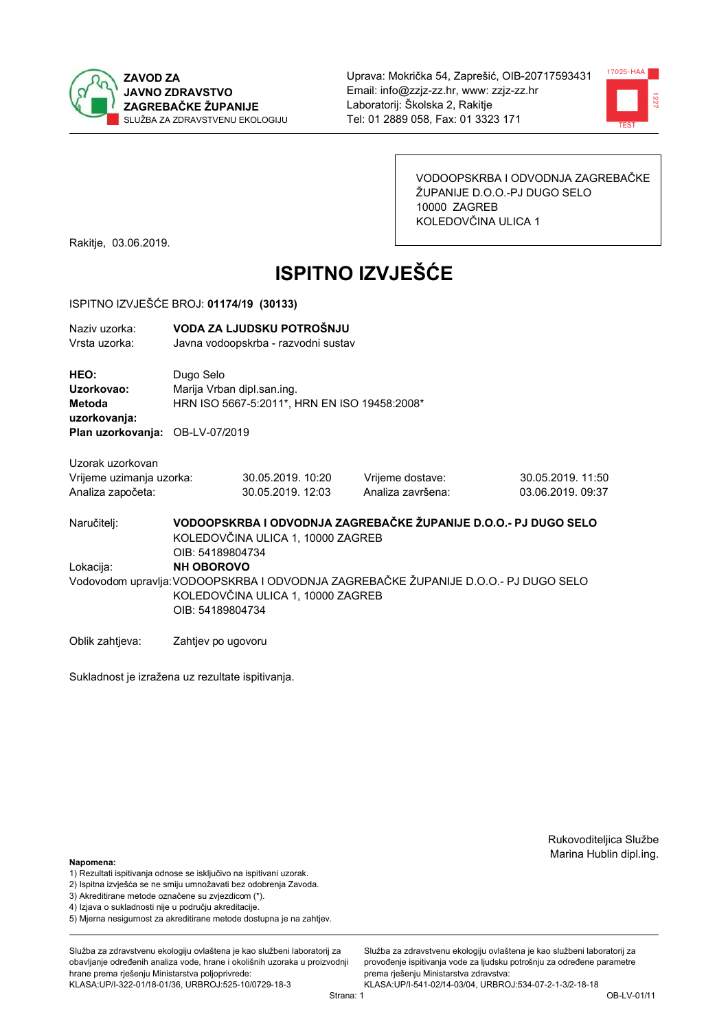ZAVOD ZA
JAVNO ZDRAVSTVO
ZAGREBAČKE ŽUPANIJE
SLUŽBA ZA ZDRAVSTVENU EKOLOGIJU

Uprava: Mokrička 54, Zaprešić, OIB-20717593431
Email: info@zzjz-zz.hr, www: zzjz-zz.hr
Laboratorij: Školska 2, Rakitje
Tel: 01 2889 058, Fax: 01 3323 171

VODOOPSKRBA I ODVODNJA ZAGREBAČKE
ŽUPANIJE D.O.O.-PJ DUGO SELO
10000 ZAGREB
KOLEDOVČINA ULICA 1

Rakitje, 03.06.2019.

# ISPITNO IZVJEŠĆE

ISPITNO IZVJEŠĆE BROJ: **01174/19 (30133)**

Naziv uzorka: **VODA ZA LJUDSKU POTROŠNJU**
Vrsta uzorka: Javna vodoopskrba - razvodni sustav

**HEO:** Dugo Selo
**Uzorkovao:** Marija Vrban dipl.san.ing.
**Metoda uzorkovanja:** HRN ISO 5667-5:2011*, HRN EN ISO 19458:2008*
**Plan uzorkovanja:** OB-LV-07/2019

Uzorak uzorkovan

| | | | |
|---|---|---|---|
| Vrijeme uzimanja uzorka: | 30.05.2019. 10:20 | Vrijeme dostave: | 30.05.2019. 11:50 |
| Analiza započeta: | 30.05.2019. 12:03 | Analiza završena: | 03.06.2019. 09:37 |

Naručitelj: **VODOOPSKRBA I ODVODNJA ZAGREBAČKE ŽUPANIJE D.O.O.- PJ DUGO SELO**
KOLEDOVČINA ULICA 1, 10000 ZAGREB
OIB: 54189804734

Lokacija: **NH OBOROVO**

Vodovodom upravlja: VODOOPSKRBA I ODVODNJA ZAGREBAČKE ŽUPANIJE D.O.O.- PJ DUGO SELO
KOLEDOVČINA ULICA 1, 10000 ZAGREB
OIB: 54189804734

Oblik zahtjeva: Zahtjev po ugovoru

Sukladnost je izražena uz rezultate ispitivanja.

Rukovoditeljica Službe
Marina Hublin dipl.ing.

**Napomena:**
1) Rezultati ispitivanja odnose se isključivo na ispitivani uzorak.
2) Ispitna izvješća se ne smiju umnožavati bez odobrenja Zavoda.
3) Akreditirane metode označene su zvjezdicom (*).
4) Izjava o sukladnosti nije u području akreditacije.
5) Mjerna nesigurnost za akreditirane metode dostupna je na zahtjev.

Služba za zdravstvenu ekologiju ovlaštena je kao službeni laboratorij za obavljanje određenih analiza vode, hrane i okolišnih uzoraka u proizvodnji hrane prema rješenju Ministarstva poljoprivrede:
KLASA:UP/I-322-01/18-01/36, URBROJ:525-10/0729-18-3

Služba za zdravstvenu ekologiju ovlaštena je kao službeni laboratorij za provođenje ispitivanja vode za ljudsku potrošnju za određene parametre prema rješenju Ministarstva zdravstva:
KLASA:UP/I-541-02/14-03/04, URBROJ:534-07-2-1-3/2-18-18

OB-LV-01/11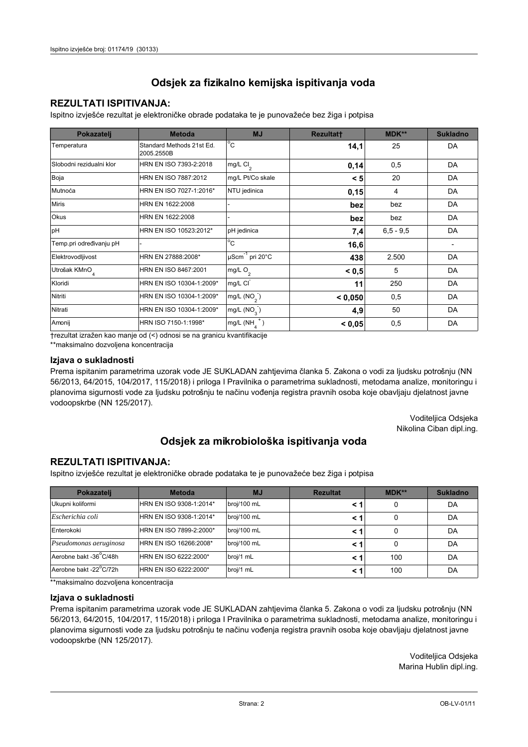## Odsjek za fizikalno kemijska ispitivanja voda

### REZULTATI ISPITIVANJA:

Ispitno izvješće rezultat je elektroničke obrade podataka te je punovažeće bez žiga i potpisa

| Pokazatelj | Metoda | MJ | Rezultat† | MDK** | Sukladno |
|---|---|---|---|---|---|
| Temperatura | Standard Methods 21st Ed. 2005.2550B | °C | **14,1** | 25 | DA |
| Slobodni rezidualni klor | HRN EN ISO 7393-2:2018 | mg/L $Cl_2$ | **0,14** | 0,5 | DA |
| Boja | HRN EN ISO 7887:2012 | mg/L Pt/Co skale | **< 5** | 20 | DA |
| Mutnoća | HRN EN ISO 7027-1:2016* | NTU jedinica | **0,15** | 4 | DA |
| Miris | HRN EN 1622:2008 | - | **bez** | bez | DA |
| Okus | HRN EN 1622:2008 | - | **bez** | bez | DA |
| pH | HRN EN ISO 10523:2012* | pH jedinica | **7,4** | 6,5 - 9,5 | DA |
| Temp.pri određivanju pH | - | °C | **16,6** | | - |
| Elektrovodljivost | HRN EN 27888:2008* | $\mu Scm^{-1}$ pri 20°C | **438** | 2.500 | DA |
| Utrošak $KMnO_4$ | HRN EN ISO 8467:2001 | mg/L $O_2$ | **< 0,5** | 5 | DA |
| Kloridi | HRN EN ISO 10304-1:2009* | mg/L $Cl^-$ | **11** | 250 | DA |
| Nitriti | HRN EN ISO 10304-1:2009* | mg/L ($NO_2^-$) | **< 0,050** | 0,5 | DA |
| Nitrati | HRN EN ISO 10304-1:2009* | mg/L ($NO_3^-$) | **4,9** | 50 | DA |
| Amonij | HRN ISO 7150-1:1998* | mg/L ($NH_4^+$) | **< 0,05** | 0,5 | DA |

†rezultat izražen kao manje od (<) odnosi se na granicu kvantifikacije

**maksimalno dozvoljena koncentracija

### Izjava o sukladnosti

Prema ispitanim parametrima uzorak vode JE SUKLADAN zahtjevima članka 5. Zakona o vodi za ljudsku potrošnju (NN 56/2013, 64/2015, 104/2017, 115/2018) i priloga I Pravilnika o parametrima sukladnosti, metodama analize, monitoringu i planovima sigurnosti vode za ljudsku potrošnju te načinu vođenja registra pravnih osoba koje obavljaju djelatnost javne vodoopskrbe (NN 125/2017).

Voditeljica Odsjeka
Nikolina Ciban dipl.ing.

## Odsjek za mikrobiološka ispitivanja voda

### REZULTATI ISPITIVANJA:

Ispitno izvješće rezultat je elektroničke obrade podataka te je punovažeće bez žiga i potpisa

| Pokazatelj | Metoda | MJ | Rezultat | MDK** | Sukladno |
|---|---|---|---|---|---|
| Ukupni koliformi | HRN EN ISO 9308-1:2014* | broj/100 mL | **< 1** | 0 | DA |
| *Escherichia coli* | HRN EN ISO 9308-1:2014* | broj/100 mL | **< 1** | 0 | DA |
| Enterokoki | HRN EN ISO 7899-2:2000* | broj/100 mL | **< 1** | 0 | DA |
| *Pseudomonas aeruginosa* | HRN EN ISO 16266:2008* | broj/100 mL | **< 1** | 0 | DA |
| Aerobne bakt -36°C/48h | HRN EN ISO 6222:2000* | broj/1 mL | **< 1** | 100 | DA |
| Aerobne bakt -22°C/72h | HRN EN ISO 6222:2000* | broj/1 mL | **< 1** | 100 | DA |

**maksimalno dozvoljena koncentracija

### Izjava o sukladnosti

Prema ispitanim parametrima uzorak vode JE SUKLADAN zahtjevima članka 5. Zakona o vodi za ljudsku potrošnju (NN 56/2013, 64/2015, 104/2017, 115/2018) i priloga I Pravilnika o parametrima sukladnosti, metodama analize, monitoringu i planovima sigurnosti vode za ljudsku potrošnju te načinu vođenja registra pravnih osoba koje obavljaju djelatnost javne vodoopskrbe (NN 125/2017).

Voditeljica Odsjeka
Marina Hublin dipl.ing.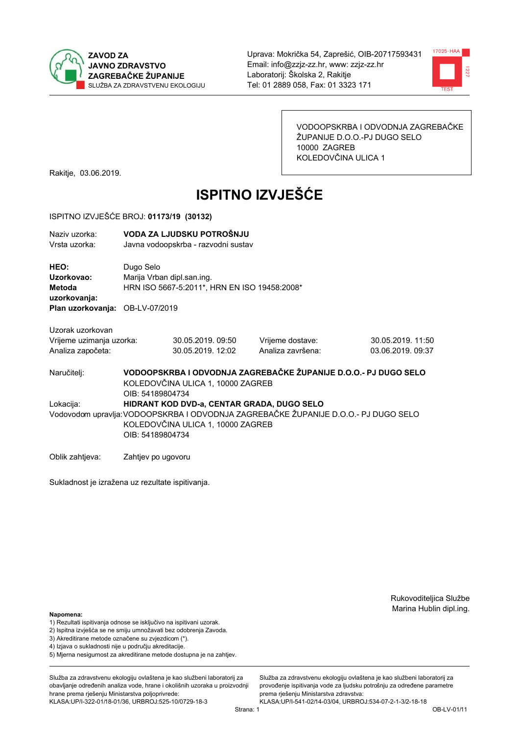ZAVOD ZA JAVNO ZDRAVSTVO ZAGREBAČKE ŽUPANIJE
SLUŽBA ZA ZDRAVSTVENU EKOLOGIJU

Uprava: Mokrička 54, Zaprešić, OIB-20717593431
Email: info@zzjz-zz.hr, www: zzjz-zz.hr
Laboratorij: Školska 2, Rakitje
Tel: 01 2889 058, Fax: 01 3323 171

VODOOPSKRBA I ODVODNJA ZAGREBAČKE ŽUPANIJE D.O.O.-PJ DUGO SELO
10000 ZAGREB
KOLEDOVČINA ULICA 1

Rakitje, 03.06.2019.

# ISPITNO IZVJEŠĆE

ISPITNO IZVJEŠĆE BROJ: **01173/19 (30132)**

Naziv uzorka: **VODA ZA LJUDSKU POTROŠNJU**
Vrsta uzorka: Javna vodoopskrba - razvodni sustav

**HEO:** Dugo Selo
**Uzorkovao:** Marija Vrban dipl.san.ing.
**Metoda uzorkovanja:** HRN ISO 5667-5:2011*, HRN EN ISO 19458:2008*
**Plan uzorkovanja:** OB-LV-07/2019

Uzorak uzorkovan

| | | | |
|---|---|---|---|
| Vrijeme uzimanja uzorka: | 30.05.2019. 09:50 | Vrijeme dostave: | 30.05.2019. 11:50 |
| Analiza započeta: | 30.05.2019. 12:02 | Analiza završena: | 03.06.2019. 09:37 |

Naručitelj: **VODOOPSKRBA I ODVODNJA ZAGREBAČKE ŽUPANIJE D.O.O.- PJ DUGO SELO**
KOLEDOVČINA ULICA 1, 10000 ZAGREB
OIB: 54189804734

Lokacija: **HIDRANT KOD DVD-a, CENTAR GRADA, DUGO SELO**

Vodovodom upravlja: VODOOPSKRBA I ODVODNJA ZAGREBAČKE ŽUPANIJE D.O.O.- PJ DUGO SELO
KOLEDOVČINA ULICA 1, 10000 ZAGREB
OIB: 54189804734

Oblik zahtjeva: Zahtjev po ugovoru

Sukladnost je izražena uz rezultate ispitivanja.

Rukovoditeljica Službe
Marina Hublin dipl.ing.

**Napomena:**
1) Rezultati ispitivanja odnose se isključivo na ispitivani uzorak.
2) Ispitna izvješća se ne smiju umnožavati bez odobrenja Zavoda.
3) Akreditirane metode označene su zvjezdicom (*).
4) Izjava o sukladnosti nije u području akreditacije.
5) Mjerna nesigurnost za akreditirane metode dostupna je na zahtjev.

Služba za zdravstvenu ekologiju ovlaštena je kao službeni laboratorij za obavljanje određenih analiza vode, hrane i okolišnih uzoraka u proizvodnji hrane prema rješenju Ministarstva poljoprivrede:
KLASA:UP/I-322-01/18-01/36, URBROJ:525-10/0729-18-3

Služba za zdravstvenu ekologiju ovlaštena je kao službeni laboratorij za provođenje ispitivanja vode za ljudsku potrošnju za određene parametre prema rješenju Ministarstva zdravstva:
KLASA:UP/I-541-02/14-03/04, URBROJ:534-07-2-1-3/2-18-18

OB-LV-01/11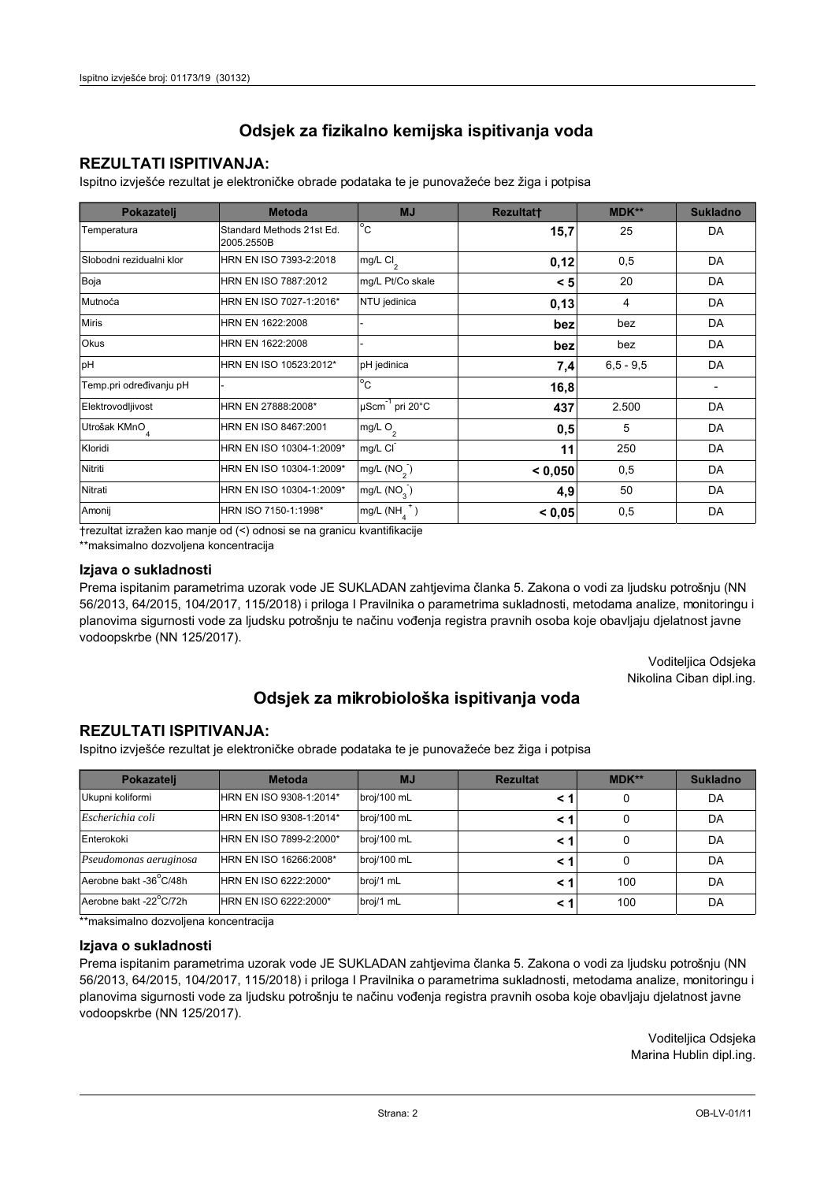## Odsjek za fizikalno kemijska ispitivanja voda

### REZULTATI ISPITIVANJA:

Ispitno izvješće rezultat je elektroničke obrade podataka te je punovažeće bez žiga i potpisa

| Pokazatelj | Metoda | MJ | Rezultat† | MDK** | Sukladno |
|---|---|---|---|---|---|
| Temperatura | Standard Methods 21st Ed. 2005.2550B | °C | **15,7** | 25 | DA |
| Slobodni rezidualni klor | HRN EN ISO 7393-2:2018 | mg/L $Cl_2$ | **0,12** | 0,5 | DA |
| Boja | HRN EN ISO 7887:2012 | mg/L Pt/Co skale | **< 5** | 20 | DA |
| Mutnoća | HRN EN ISO 7027-1:2016* | NTU jedinica | **0,13** | 4 | DA |
| Miris | HRN EN 1622:2008 | - | **bez** | bez | DA |
| Okus | HRN EN 1622:2008 | - | **bez** | bez | DA |
| pH | HRN EN ISO 10523:2012* | pH jedinica | **7,4** | 6,5 - 9,5 | DA |
| Temp.pri određivanju pH | - | °C | **16,8** | | - |
| Elektrovodljivost | HRN EN 27888:2008* | $\mu Scm^{-1}$ pri 20°C | **437** | 2.500 | DA |
| Utrošak $KMnO_4$ | HRN EN ISO 8467:2001 | mg/L $O_2$ | **0,5** | 5 | DA |
| Kloridi | HRN EN ISO 10304-1:2009* | mg/L $Cl^-$ | **11** | 250 | DA |
| Nitriti | HRN EN ISO 10304-1:2009* | mg/L ($NO_2^-$) | **< 0,050** | 0,5 | DA |
| Nitrati | HRN EN ISO 10304-1:2009* | mg/L ($NO_3^-$) | **4,9** | 50 | DA |
| Amonij | HRN ISO 7150-1:1998* | mg/L ($NH_4^+$) | **< 0,05** | 0,5 | DA |

†rezultat izražen kao manje od (<) odnosi se na granicu kvantifikacije

**maksimalno dozvoljena koncentracija

### Izjava o sukladnosti

Prema ispitanim parametrima uzorak vode JE SUKLADAN zahtjevima članka 5. Zakona o vodi za ljudsku potrošnju (NN 56/2013, 64/2015, 104/2017, 115/2018) i priloga I Pravilnika o parametrima sukladnosti, metodama analize, monitoringu i planovima sigurnosti vode za ljudsku potrošnju te načinu vođenja registra pravnih osoba koje obavljaju djelatnost javne vodoopskrbe (NN 125/2017).

Voditeljica Odsjeka
Nikolina Ciban dipl.ing.

## Odsjek za mikrobiološka ispitivanja voda

### REZULTATI ISPITIVANJA:

Ispitno izvješće rezultat je elektroničke obrade podataka te je punovažeće bez žiga i potpisa

| Pokazatelj | Metoda | MJ | Rezultat | MDK** | Sukladno |
|---|---|---|---|---|---|
| Ukupni koliformi | HRN EN ISO 9308-1:2014* | broj/100 mL | **< 1** | 0 | DA |
| *Escherichia coli* | HRN EN ISO 9308-1:2014* | broj/100 mL | **< 1** | 0 | DA |
| Enterokoki | HRN EN ISO 7899-2:2000* | broj/100 mL | **< 1** | 0 | DA |
| *Pseudomonas aeruginosa* | HRN EN ISO 16266:2008* | broj/100 mL | **< 1** | 0 | DA |
| Aerobne bakt -36°C/48h | HRN EN ISO 6222:2000* | broj/1 mL | **< 1** | 100 | DA |
| Aerobne bakt -22°C/72h | HRN EN ISO 6222:2000* | broj/1 mL | **< 1** | 100 | DA |

**maksimalno dozvoljena koncentracija

### Izjava o sukladnosti

Prema ispitanim parametrima uzorak vode JE SUKLADAN zahtjevima članka 5. Zakona o vodi za ljudsku potrošnju (NN 56/2013, 64/2015, 104/2017, 115/2018) i priloga I Pravilnika o parametrima sukladnosti, metodama analize, monitoringu i planovima sigurnosti vode za ljudsku potrošnju te načinu vođenja registra pravnih osoba koje obavljaju djelatnost javne vodoopskrbe (NN 125/2017).

Voditeljica Odsjeka
Marina Hublin dipl.ing.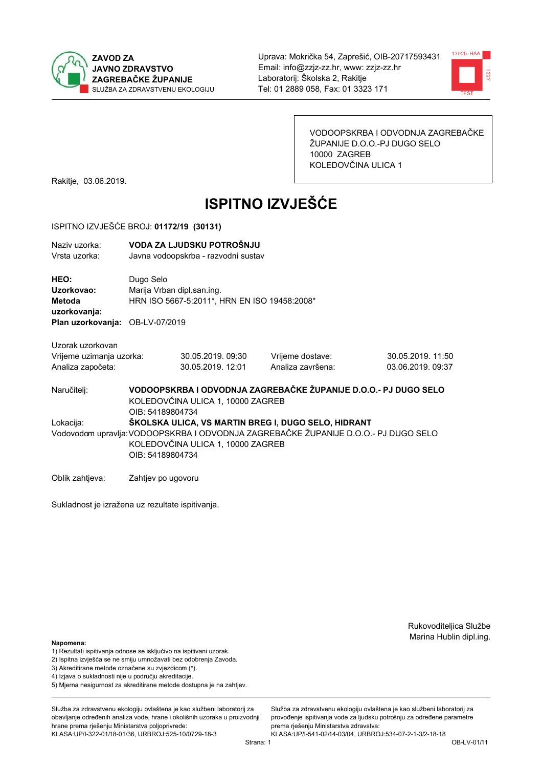**ZAVOD ZA JAVNO ZDRAVSTVO ZAGREBAČKE ŽUPANIJE**
SLUŽBA ZA ZDRAVSTVENU EKOLOGIJU

Uprava: Mokrička 54, Zaprešić, OIB-20717593431
Email: info@zzjz-zz.hr, www: zzjz-zz.hr
Laboratorij: Školska 2, Rakitje
Tel: 01 2889 058, Fax: 01 3323 171

VODOOPSKRBA I ODVODNJA ZAGREBAČKE ŽUPANIJE D.O.O.-PJ DUGO SELO
10000 ZAGREB
KOLEDOVČINA ULICA 1

Rakitje, 03.06.2019.

# ISPITNO IZVJEŠĆE

ISPITNO IZVJEŠĆE BROJ: **01172/19 (30131)**

Naziv uzorka: **VODA ZA LJUDSKU POTROŠNJU**
Vrsta uzorka: Javna vodoopskrba - razvodni sustav

**HEO:** Dugo Selo
**Uzorkovao:** Marija Vrban dipl.san.ing.
**Metoda uzorkovanja:** HRN ISO 5667-5:2011*, HRN EN ISO 19458:2008*
**Plan uzorkovanja:** OB-LV-07/2019

Uzorak uzorkovan

| | | | |
|---|---|---|---|
| Vrijeme uzimanja uzorka: | 30.05.2019. 09:30 | Vrijeme dostave: | 30.05.2019. 11:50 |
| Analiza započeta: | 30.05.2019. 12:01 | Analiza završena: | 03.06.2019. 09:37 |

Naručitelj: **VODOOPSKRBA I ODVODNJA ZAGREBAČKE ŽUPANIJE D.O.O.- PJ DUGO SELO**
KOLEDOVČINA ULICA 1, 10000 ZAGREB
OIB: 54189804734

Lokacija: **ŠKOLSKA ULICA, VS MARTIN BREG I, DUGO SELO, HIDRANT**

Vodovodom upravlja: VODOOPSKRBA I ODVODNJA ZAGREBAČKE ŽUPANIJE D.O.O.- PJ DUGO SELO
KOLEDOVČINA ULICA 1, 10000 ZAGREB
OIB: 54189804734

Oblik zahtjeva: Zahtjev po ugovoru

Sukladnost je izražena uz rezultate ispitivanja.

Rukovoditeljica Službe
Marina Hublin dipl.ing.

**Napomena:**
1) Rezultati ispitivanja odnose se isključivo na ispitivani uzorak.
2) Ispitna izvješća se ne smiju umnožavati bez odobrenja Zavoda.
3) Akreditirane metode označene su zvjezdicom (*).
4) Izjava o sukladnosti nije u području akreditacije.
5) Mjerna nesigurnost za akreditirane metode dostupna je na zahtjev.

Služba za zdravstvenu ekologiju ovlaštena je kao službeni laboratorij za obavljanje određenih analiza vode, hrane i okolišnih uzoraka u proizvodnji hrane prema rješenju Ministarstva poljoprivrede: KLASA:UP/I-322-01/18-01/36, URBROJ:525-10/0729-18-3

Služba za zdravstvenu ekologiju ovlaštena je kao službeni laboratorij za provođenje ispitivanja vode za ljudsku potrošnju za određene parametre prema rješenju Ministarstva zdravstva: KLASA:UP/I-541-02/14-03/04, URBROJ:534-07-2-1-3/2-18-18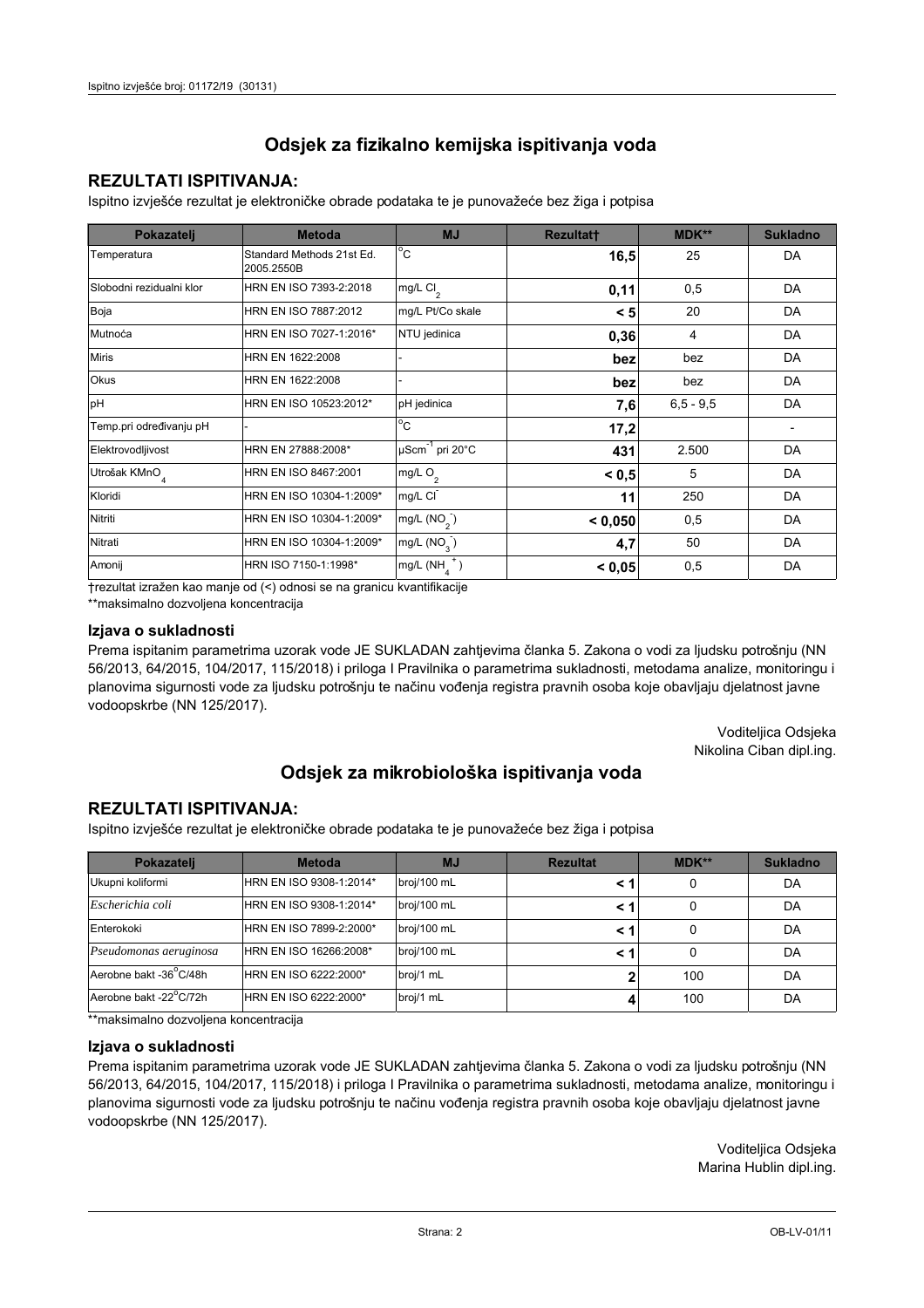## Odsjek za fizikalno kemijska ispitivanja voda

### REZULTATI ISPITIVANJA:

Ispitno izvješće rezultat je elektroničke obrade podataka te je punovažeće bez žiga i potpisa

| Pokazatelj | Metoda | MJ | Rezultat† | MDK** | Sukladno |
|---|---|---|---|---|---|
| Temperatura | Standard Methods 21st Ed. 2005.2550B | $^{o}C$ | **16,5** | 25 | DA |
| Slobodni rezidualni klor | HRN EN ISO 7393-2:2018 | mg/L $Cl_2$ | **0,11** | 0,5 | DA |
| Boja | HRN EN ISO 7887:2012 | mg/L Pt/Co skale | **< 5** | 20 | DA |
| Mutnoća | HRN EN ISO 7027-1:2016* | NTU jedinica | **0,36** | 4 | DA |
| Miris | HRN EN 1622:2008 | - | **bez** | bez | DA |
| Okus | HRN EN 1622:2008 | - | **bez** | bez | DA |
| pH | HRN EN ISO 10523:2012* | pH jedinica | **7,6** | 6,5 - 9,5 | DA |
| Temp.pri određivanju pH | - | $^{o}C$ | **17,2** | | - |
| Elektrovodljivost | HRN EN 27888:2008* | $\mu Scm^{-1}$ pri 20°C | **431** | 2.500 | DA |
| Utrošak $KMnO_4$ | HRN EN ISO 8467:2001 | mg/L $O_2$ | **< 0,5** | 5 | DA |
| Kloridi | HRN EN ISO 10304-1:2009* | mg/L $Cl^-$ | **11** | 250 | DA |
| Nitriti | HRN EN ISO 10304-1:2009* | mg/L ($NO_2^-$) | **< 0,050** | 0,5 | DA |
| Nitrati | HRN EN ISO 10304-1:2009* | mg/L ($NO_3^-$) | **4,7** | 50 | DA |
| Amonij | HRN ISO 7150-1:1998* | mg/L ($NH_4^+$) | **< 0,05** | 0,5 | DA |

†rezultat izražen kao manje od (<) odnosi se na granicu kvantifikacije

**maksimalno dozvoljena koncentracija

### Izjava o sukladnosti

Prema ispitanim parametrima uzorak vode JE SUKLADAN zahtjevima članka 5. Zakona o vodi za ljudsku potrošnju (NN 56/2013, 64/2015, 104/2017, 115/2018) i priloga I Pravilnika o parametrima sukladnosti, metodama analize, monitoringu i planovima sigurnosti vode za ljudsku potrošnju te načinu vođenja registra pravnih osoba koje obavljaju djelatnost javne vodoopskrbe (NN 125/2017).

Voditeljica Odsjeka
Nikolina Ciban dipl.ing.

## Odsjek za mikrobiološka ispitivanja voda

### REZULTATI ISPITIVANJA:

Ispitno izvješće rezultat je elektroničke obrade podataka te je punovažeće bez žiga i potpisa

| Pokazatelj | Metoda | MJ | Rezultat | MDK** | Sukladno |
|---|---|---|---|---|---|
| Ukupni koliformi | HRN EN ISO 9308-1:2014* | broj/100 mL | **< 1** | 0 | DA |
| *Escherichia coli* | HRN EN ISO 9308-1:2014* | broj/100 mL | **< 1** | 0 | DA |
| Enterokoki | HRN EN ISO 7899-2:2000* | broj/100 mL | **< 1** | 0 | DA |
| *Pseudomonas aeruginosa* | HRN EN ISO 16266:2008* | broj/100 mL | **< 1** | 0 | DA |
| Aerobne bakt -36°C/48h | HRN EN ISO 6222:2000* | broj/1 mL | **2** | 100 | DA |
| Aerobne bakt -22°C/72h | HRN EN ISO 6222:2000* | broj/1 mL | **4** | 100 | DA |

**maksimalno dozvoljena koncentracija

### Izjava o sukladnosti

Prema ispitanim parametrima uzorak vode JE SUKLADAN zahtjevima članka 5. Zakona o vodi za ljudsku potrošnju (NN 56/2013, 64/2015, 104/2017, 115/2018) i priloga I Pravilnika o parametrima sukladnosti, metodama analize, monitoringu i planovima sigurnosti vode za ljudsku potrošnju te načinu vođenja registra pravnih osoba koje obavljaju djelatnost javne vodoopskrbe (NN 125/2017).

Voditeljica Odsjeka
Marina Hublin dipl.ing.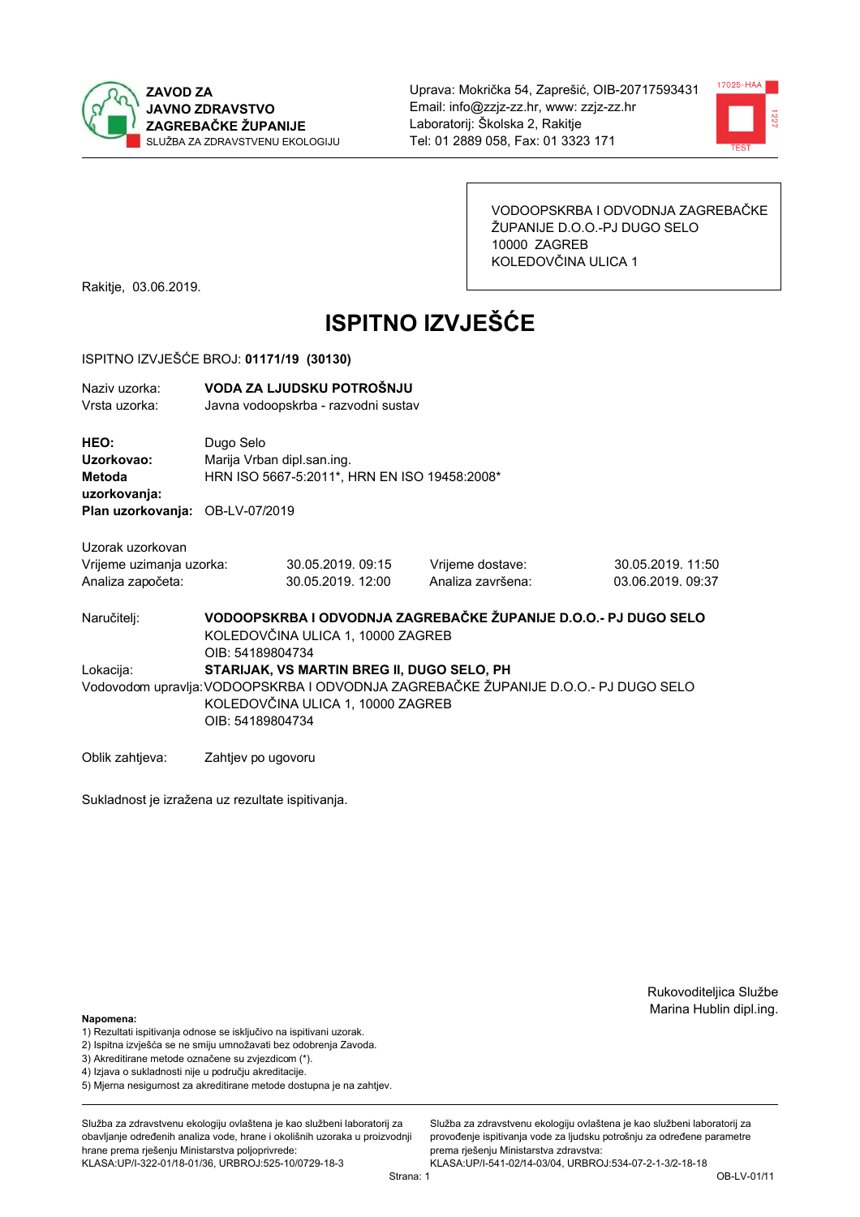ZAVOD ZA JAVNO ZDRAVSTVO ZAGREBAČKE ŽUPANIJE
SLUŽBA ZA ZDRAVSTVENU EKOLOGIJU

Uprava: Mokrička 54, Zaprešić, OIB-20717593431
Email: info@zzjz-zz.hr, www: zzjz-zz.hr
Laboratorij: Školska 2, Rakitje
Tel: 01 2889 058, Fax: 01 3323 171

VODOOPSKRBA I ODVODNJA ZAGREBAČKE ŽUPANIJE D.O.O.-PJ DUGO SELO
10000 ZAGREB
KOLEDOVČINA ULICA 1

Rakitje, 03.06.2019.

# ISPITNO IZVJEŠĆE

ISPITNO IZVJEŠĆE BROJ: **01171/19 (30130)**

Naziv uzorka: **VODA ZA LJUDSKU POTROŠNJU**
Vrsta uzorka: Javna vodoopskrba - razvodni sustav

**HEO:** Dugo Selo
**Uzorkovao:** Marija Vrban dipl.san.ing.
**Metoda uzorkovanja:** HRN ISO 5667-5:2011*, HRN EN ISO 19458:2008*
**Plan uzorkovanja:** OB-LV-07/2019

Uzorak uzorkovan

| | | | |
|---|---|---|---|
| Vrijeme uzimanja uzorka: | 30.05.2019. 09:15 | Vrijeme dostave: | 30.05.2019. 11:50 |
| Analiza započeta: | 30.05.2019. 12:00 | Analiza završena: | 03.06.2019. 09:37 |

Naručitelj: **VODOOPSKRBA I ODVODNJA ZAGREBAČKE ŽUPANIJE D.O.O.- PJ DUGO SELO**
KOLEDOVČINA ULICA 1, 10000 ZAGREB
OIB: 54189804734

Lokacija: **STARIJAK, VS MARTIN BREG II, DUGO SELO, PH**

Vodovodom upravlja: VODOOPSKRBA I ODVODNJA ZAGREBAČKE ŽUPANIJE D.O.O.- PJ DUGO SELO
KOLEDOVČINA ULICA 1, 10000 ZAGREB
OIB: 54189804734

Oblik zahtjeva: Zahtjev po ugovoru

Sukladnost je izražena uz rezultate ispitivanja.

Rukovoditeljica Službe
Marina Hublin dipl.ing.

**Napomena:**
1) Rezultati ispitivanja odnose se isključivo na ispitivani uzorak.
2) Ispitna izvješća se ne smiju umnožavati bez odobrenja Zavoda.
3) Akreditirane metode označene su zvjezdicom (*).
4) Izjava o sukladnosti nije u području akreditacije.
5) Mjerna nesigurnost za akreditirane metode dostupna je na zahtjev.

Služba za zdravstvenu ekologiju ovlaštena je kao službeni laboratorij za obavljanje određenih analiza vode, hrane i okolišnih uzoraka u proizvodnji hrane prema rješenju Ministarstva poljoprivrede: KLASA:UP/I-322-01/18-01/36, URBROJ:525-10/0729-18-3

Služba za zdravstvenu ekologiju ovlaštena je kao službeni laboratorij za provođenje ispitivanja vode za ljudsku potrošnju za određene parametre prema rješenju Ministarstva zdravstva: KLASA:UP/I-541-02/14-03/04, URBROJ:534-07-2-1-3/2-18-18

OB-LV-01/11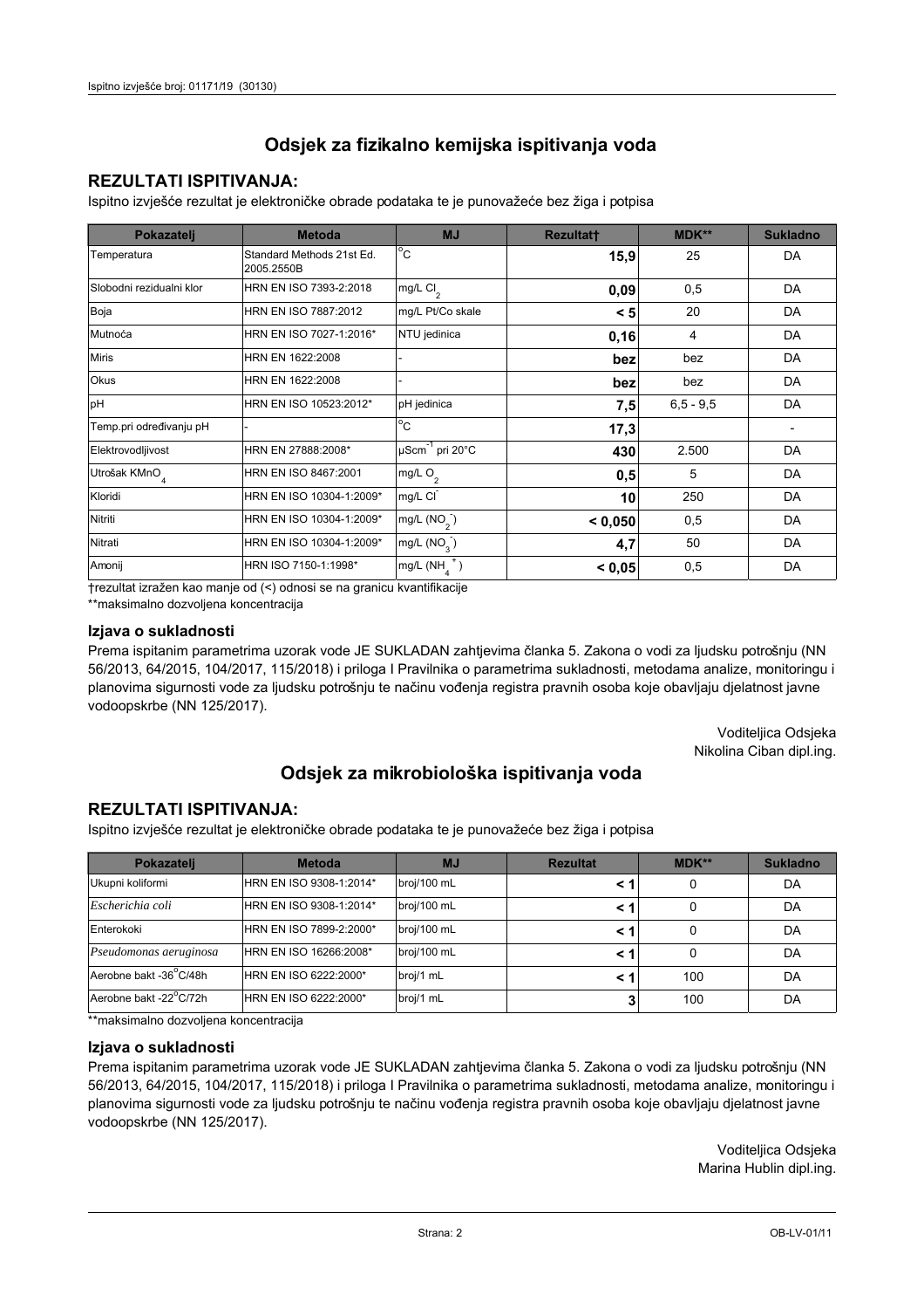## Odsjek za fizikalno kemijska ispitivanja voda

### REZULTATI ISPITIVANJA:

Ispitno izvješće rezultat je elektroničke obrade podataka te je punovažeće bez žiga i potpisa

| Pokazatelj | Metoda | MJ | Rezultat† | MDK** | Sukladno |
|---|---|---|---|---|---|
| Temperatura | Standard Methods 21st Ed. 2005.2550B | °C | **15,9** | 25 | DA |
| Slobodni rezidualni klor | HRN EN ISO 7393-2:2018 | mg/L $Cl_2$ | **0,09** | 0,5 | DA |
| Boja | HRN EN ISO 7887:2012 | mg/L Pt/Co skale | **< 5** | 20 | DA |
| Mutnoća | HRN EN ISO 7027-1:2016* | NTU jedinica | **0,16** | 4 | DA |
| Miris | HRN EN 1622:2008 | - | **bez** | bez | DA |
| Okus | HRN EN 1622:2008 | - | **bez** | bez | DA |
| pH | HRN EN ISO 10523:2012* | pH jedinica | **7,5** | 6,5 - 9,5 | DA |
| Temp.pri određivanju pH | - | °C | **17,3** | | - |
| Elektrovodljivost | HRN EN 27888:2008* | $\mu Scm^{-1}$ pri 20°C | **430** | 2.500 | DA |
| Utrošak $KMnO_4$ | HRN EN ISO 8467:2001 | mg/L $O_2$ | **0,5** | 5 | DA |
| Kloridi | HRN EN ISO 10304-1:2009* | mg/L $Cl^-$ | **10** | 250 | DA |
| Nitriti | HRN EN ISO 10304-1:2009* | mg/L ($NO_2^-$) | **< 0,050** | 0,5 | DA |
| Nitrati | HRN EN ISO 10304-1:2009* | mg/L ($NO_3^-$) | **4,7** | 50 | DA |
| Amonij | HRN ISO 7150-1:1998* | mg/L ($NH_4^+$) | **< 0,05** | 0,5 | DA |

†rezultat izražen kao manje od (<) odnosi se na granicu kvantifikacije

**maksimalno dozvoljena koncentracija

### Izjava o sukladnosti

Prema ispitanim parametrima uzorak vode JE SUKLADAN zahtjevima članka 5. Zakona o vodi za ljudsku potrošnju (NN 56/2013, 64/2015, 104/2017, 115/2018) i priloga I Pravilnika o parametrima sukladnosti, metodama analize, monitoringu i planovima sigurnosti vode za ljudsku potrošnju te načinu vođenja registra pravnih osoba koje obavljaju djelatnost javne vodoopskrbe (NN 125/2017).

Voditeljica Odsjeka
Nikolina Ciban dipl.ing.

## Odsjek za mikrobiološka ispitivanja voda

### REZULTATI ISPITIVANJA:

Ispitno izvješće rezultat je elektroničke obrade podataka te je punovažeće bez žiga i potpisa

| Pokazatelj | Metoda | MJ | Rezultat | MDK** | Sukladno |
|---|---|---|---|---|---|
| Ukupni koliformi | HRN EN ISO 9308-1:2014* | broj/100 mL | **< 1** | 0 | DA |
| *Escherichia coli* | HRN EN ISO 9308-1:2014* | broj/100 mL | **< 1** | 0 | DA |
| Enterokoki | HRN EN ISO 7899-2:2000* | broj/100 mL | **< 1** | 0 | DA |
| *Pseudomonas aeruginosa* | HRN EN ISO 16266:2008* | broj/100 mL | **< 1** | 0 | DA |
| Aerobne bakt -36°C/48h | HRN EN ISO 6222:2000* | broj/1 mL | **< 1** | 100 | DA |
| Aerobne bakt -22°C/72h | HRN EN ISO 6222:2000* | broj/1 mL | **3** | 100 | DA |

**maksimalno dozvoljena koncentracija

### Izjava o sukladnosti

Prema ispitanim parametrima uzorak vode JE SUKLADAN zahtjevima članka 5. Zakona o vodi za ljudsku potrošnju (NN 56/2013, 64/2015, 104/2017, 115/2018) i priloga I Pravilnika o parametrima sukladnosti, metodama analize, monitoringu i planovima sigurnosti vode za ljudsku potrošnju te načinu vođenja registra pravnih osoba koje obavljaju djelatnost javne vodoopskrbe (NN 125/2017).

Voditeljica Odsjeka
Marina Hublin dipl.ing.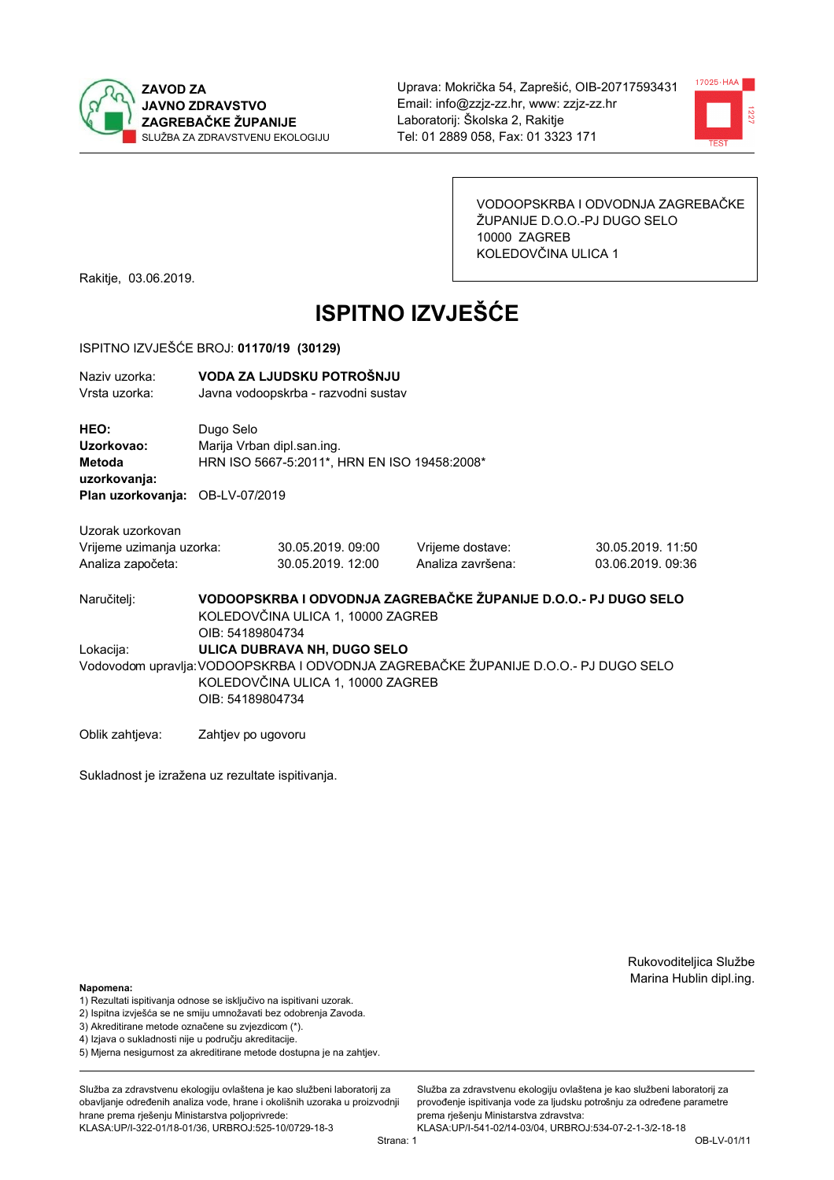**ZAVOD ZA JAVNO ZDRAVSTVO ZAGREBAČKE ŽUPANIJE**
SLUŽBA ZA ZDRAVSTVENU EKOLOGIJU

Uprava: Mokrička 54, Zaprešić, OIB-20717593431
Email: info@zzjz-zz.hr, www: zzjz-zz.hr
Laboratorij: Školska 2, Rakitje
Tel: 01 2889 058, Fax: 01 3323 171

VODOOPSKRBA I ODVODNJA ZAGREBAČKE ŽUPANIJE D.O.O.-PJ DUGO SELO
10000 ZAGREB
KOLEDOVČINA ULICA 1

Rakitje, 03.06.2019.

# ISPITNO IZVJEŠĆE

ISPITNO IZVJEŠĆE BROJ: **01170/19 (30129)**

Naziv uzorka: **VODA ZA LJUDSKU POTROŠNJU**
Vrsta uzorka: Javna vodoopskrba - razvodni sustav

**HEO:** Dugo Selo
**Uzorkovao:** Marija Vrban dipl.san.ing.
**Metoda uzorkovanja:** HRN ISO 5667-5:2011*, HRN EN ISO 19458:2008*
**Plan uzorkovanja:** OB-LV-07/2019

Uzorak uzorkovan

| | | | |
|---|---|---|---|
| Vrijeme uzimanja uzorka: | 30.05.2019. 09:00 | Vrijeme dostave: | 30.05.2019. 11:50 |
| Analiza započeta: | 30.05.2019. 12:00 | Analiza završena: | 03.06.2019. 09:36 |

Naručitelj: **VODOOPSKRBA I ODVODNJA ZAGREBAČKE ŽUPANIJE D.O.O.- PJ DUGO SELO**
KOLEDOVČINA ULICA 1, 10000 ZAGREB
OIB: 54189804734

Lokacija: **ULICA DUBRAVA NH, DUGO SELO**

Vodovodom upravlja: VODOOPSKRBA I ODVODNJA ZAGREBAČKE ŽUPANIJE D.O.O.- PJ DUGO SELO
KOLEDOVČINA ULICA 1, 10000 ZAGREB
OIB: 54189804734

Oblik zahtjeva: Zahtjev po ugovoru

Sukladnost je izražena uz rezultate ispitivanja.

Rukovoditeljica Službe
Marina Hublin dipl.ing.

**Napomena:**
1) Rezultati ispitivanja odnose se isključivo na ispitivani uzorak.
2) Ispitna izvješća se ne smiju umnožavati bez odobrenja Zavoda.
3) Akreditirane metode označene su zvjezdicom (*).
4) Izjava o sukladnosti nije u području akreditacije.
5) Mjerna nesigurnost za akreditirane metode dostupna je na zahtjev.

Služba za zdravstvenu ekologiju ovlaštena je kao službeni laboratorij za obavljanje određenih analiza vode, hrane i okolišnih uzoraka u proizvodnji hrane prema rješenju Ministarstva poljoprivrede:
KLASA:UP/I-322-01/18-01/36, URBROJ:525-10/0729-18-3

Služba za zdravstvenu ekologiju ovlaštena je kao službeni laboratorij za provođenje ispitivanja vode za ljudsku potrošnju za određene parametre prema rješenju Ministarstva zdravstva:
KLASA:UP/I-541-02/14-03/04, URBROJ:534-07-2-1-3/2-18-18

OB-LV-01/11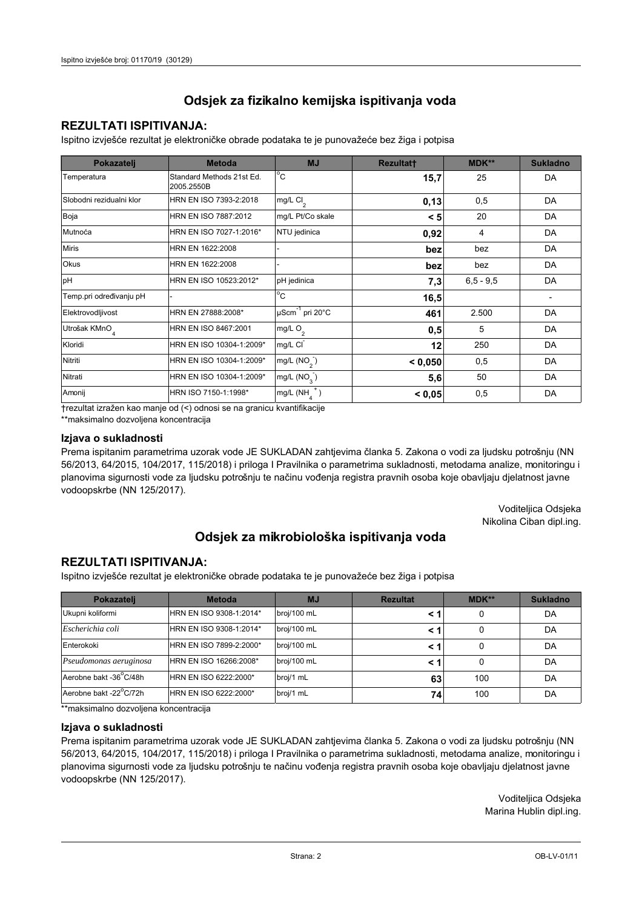## Odsjek za fizikalno kemijska ispitivanja voda

### REZULTATI ISPITIVANJA:

Ispitno izvješće rezultat je elektroničke obrade podataka te je punovažeće bez žiga i potpisa

| Pokazatelj | Metoda | MJ | Rezultat† | MDK** | Sukladno |
|---|---|---|---|---|---|
| Temperatura | Standard Methods 21st Ed. 2005.2550B | °C | **15,7** | 25 | DA |
| Slobodni rezidualni klor | HRN EN ISO 7393-2:2018 | mg/L $Cl_2$ | **0,13** | 0,5 | DA |
| Boja | HRN EN ISO 7887:2012 | mg/L Pt/Co skale | **< 5** | 20 | DA |
| Mutnoća | HRN EN ISO 7027-1:2016* | NTU jedinica | **0,92** | 4 | DA |
| Miris | HRN EN 1622:2008 | - | **bez** | bez | DA |
| Okus | HRN EN 1622:2008 | - | **bez** | bez | DA |
| pH | HRN EN ISO 10523:2012* | pH jedinica | **7,3** | 6,5 - 9,5 | DA |
| Temp.pri određivanju pH | - | °C | **16,5** | | - |
| Elektrovodljivost | HRN EN 27888:2008* | $\mu Scm^{-1}$ pri 20°C | **461** | 2.500 | DA |
| Utrošak $KMnO_4$ | HRN EN ISO 8467:2001 | mg/L $O_2$ | **0,5** | 5 | DA |
| Kloridi | HRN EN ISO 10304-1:2009* | mg/L $Cl^-$ | **12** | 250 | DA |
| Nitriti | HRN EN ISO 10304-1:2009* | mg/L ($NO_2^-$) | **< 0,050** | 0,5 | DA |
| Nitrati | HRN EN ISO 10304-1:2009* | mg/L ($NO_3^-$) | **5,6** | 50 | DA |
| Amonij | HRN ISO 7150-1:1998* | mg/L ($NH_4^+$) | **< 0,05** | 0,5 | DA |

†rezultat izražen kao manje od (<) odnosi se na granicu kvantifikacije

**maksimalno dozvoljena koncentracija

### Izjava o sukladnosti

Prema ispitanim parametrima uzorak vode JE SUKLADAN zahtjevima članka 5. Zakona o vodi za ljudsku potrošnju (NN 56/2013, 64/2015, 104/2017, 115/2018) i priloga I Pravilnika o parametrima sukladnosti, metodama analize, monitoringu i planovima sigurnosti vode za ljudsku potrošnju te načinu vođenja registra pravnih osoba koje obavljaju djelatnost javne vodoopskrbe (NN 125/2017).

Voditeljica Odsjeka
Nikolina Ciban dipl.ing.

## Odsjek za mikrobiološka ispitivanja voda

### REZULTATI ISPITIVANJA:

Ispitno izvješće rezultat je elektroničke obrade podataka te je punovažeće bez žiga i potpisa

| Pokazatelj | Metoda | MJ | Rezultat | MDK** | Sukladno |
|---|---|---|---|---|---|
| Ukupni koliformi | HRN EN ISO 9308-1:2014* | broj/100 mL | **< 1** | 0 | DA |
| *Escherichia coli* | HRN EN ISO 9308-1:2014* | broj/100 mL | **< 1** | 0 | DA |
| Enterokoki | HRN EN ISO 7899-2:2000* | broj/100 mL | **< 1** | 0 | DA |
| *Pseudomonas aeruginosa* | HRN EN ISO 16266:2008* | broj/100 mL | **< 1** | 0 | DA |
| Aerobne bakt -36°C/48h | HRN EN ISO 6222:2000* | broj/1 mL | **63** | 100 | DA |
| Aerobne bakt -22°C/72h | HRN EN ISO 6222:2000* | broj/1 mL | **74** | 100 | DA |

**maksimalno dozvoljena koncentracija

### Izjava o sukladnosti

Prema ispitanim parametrima uzorak vode JE SUKLADAN zahtjevima članka 5. Zakona o vodi za ljudsku potrošnju (NN 56/2013, 64/2015, 104/2017, 115/2018) i priloga I Pravilnika o parametrima sukladnosti, metodama analize, monitoringu i planovima sigurnosti vode za ljudsku potrošnju te načinu vođenja registra pravnih osoba koje obavljaju djelatnost javne vodoopskrbe (NN 125/2017).

Voditeljica Odsjeka
Marina Hublin dipl.ing.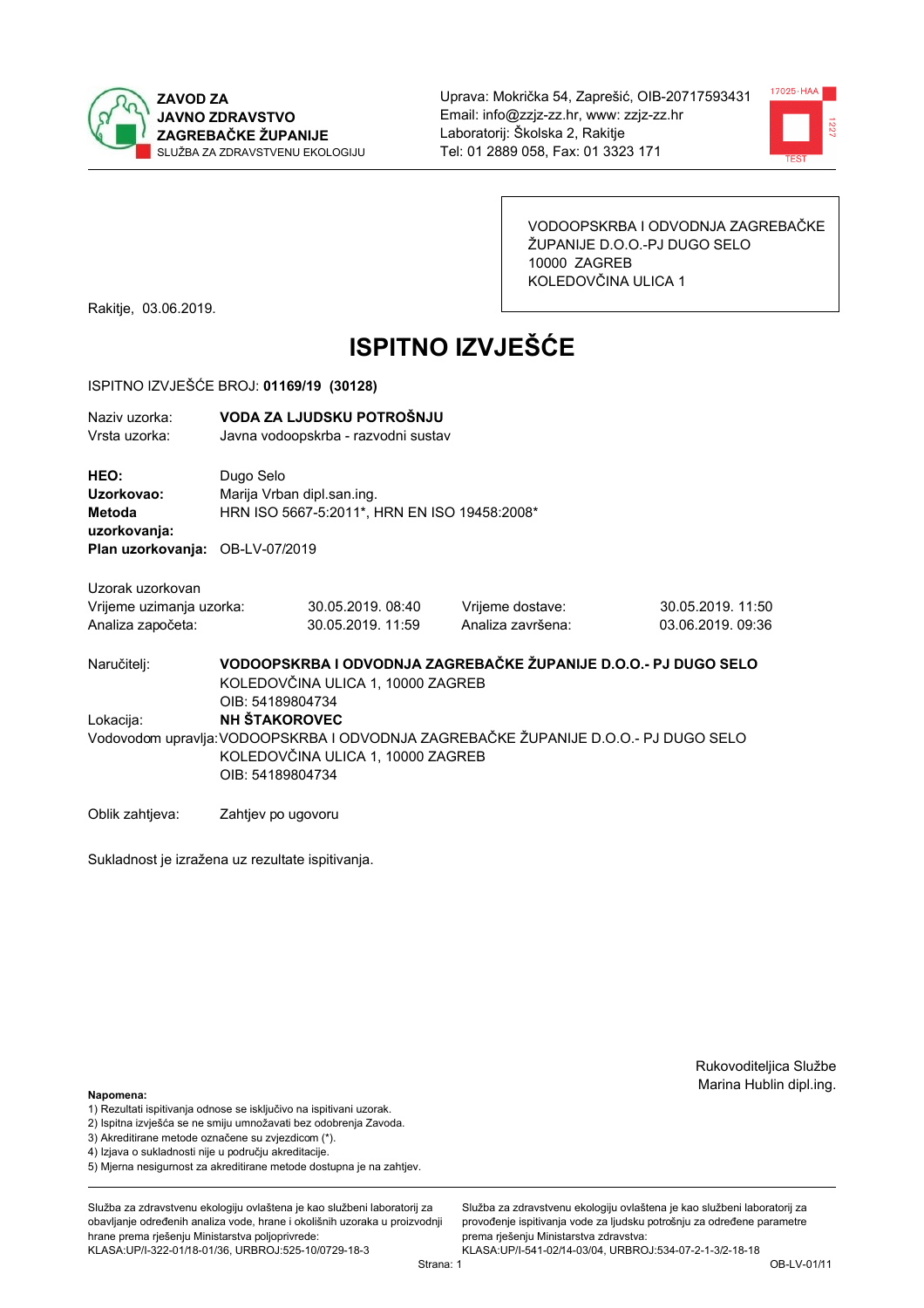**ZAVOD ZA JAVNO ZDRAVSTVO ZAGREBAČKE ŽUPANIJE**
SLUŽBA ZA ZDRAVSTVENU EKOLOGIJU

Uprava: Mokrička 54, Zaprešić, OIB-20717593431
Email: info@zzjz-zz.hr, www: zzjz-zz.hr
Laboratorij: Školska 2, Rakitje
Tel: 01 2889 058, Fax: 01 3323 171

VODOOPSKRBA I ODVODNJA ZAGREBAČKE ŽUPANIJE D.O.O.-PJ DUGO SELO
10000 ZAGREB
KOLEDOVČINA ULICA 1

Rakitje, 03.06.2019.

# ISPITNO IZVJEŠĆE

ISPITNO IZVJEŠĆE BROJ: **01169/19 (30128)**

| | |
|---|---|
| Naziv uzorka: | **VODA ZA LJUDSKU POTROŠNJU** |
| Vrsta uzorka: | Javna vodoopskrba - razvodni sustav |

| | |
|---|---|
| **HEO:** | Dugo Selo |
| **Uzorkovao:** | Marija Vrban dipl.san.ing. |
| **Metoda uzorkovanja:** | HRN ISO 5667-5:2011*, HRN EN ISO 19458:2008* |
| **Plan uzorkovanja:** | OB-LV-07/2019 |

Uzorak uzorkovan

| | | | |
|---|---|---|---|
| Vrijeme uzimanja uzorka: | 30.05.2019. 08:40 | Vrijeme dostave: | 30.05.2019. 11:50 |
| Analiza započeta: | 30.05.2019. 11:59 | Analiza završena: | 03.06.2019. 09:36 |

Naručitelj: **VODOOPSKRBA I ODVODNJA ZAGREBAČKE ŽUPANIJE D.O.O.- PJ DUGO SELO**
KOLEDOVČINA ULICA 1, 10000 ZAGREB
OIB: 54189804734

Lokacija: **NH ŠTAKOROVEC**

Vodovodom upravlja: VODOOPSKRBA I ODVODNJA ZAGREBAČKE ŽUPANIJE D.O.O.- PJ DUGO SELO
KOLEDOVČINA ULICA 1, 10000 ZAGREB
OIB: 54189804734

Oblik zahtjeva: Zahtjev po ugovoru

Sukladnost je izražena uz rezultate ispitivanja.

Rukovoditeljica Službe
Marina Hublin dipl.ing.

**Napomena:**
1) Rezultati ispitivanja odnose se isključivo na ispitivani uzorak.
2) Ispitna izvješća se ne smiju umnožavati bez odobrenja Zavoda.
3) Akreditirane metode označene su zvjezdicom (*).
4) Izjava o sukladnosti nije u području akreditacije.
5) Mjerna nesigurnost za akreditirane metode dostupna je na zahtjev.

Služba za zdravstvenu ekologiju ovlaštena je kao službeni laboratorij za obavljanje određenih analiza vode, hrane i okolišnih uzoraka u proizvodnji hrane prema rješenju Ministarstva poljoprivrede:
KLASA:UP/I-322-01/18-01/36, URBROJ:525-10/0729-18-3

Služba za zdravstvenu ekologiju ovlaštena je kao službeni laboratorij za provođenje ispitivanja vode za ljudsku potrošnju za određene parametre prema rješenju Ministarstva zdravstva:
KLASA:UP/I-541-02/14-03/04, URBROJ:534-07-2-1-3/2-18-18

OB-LV-01/11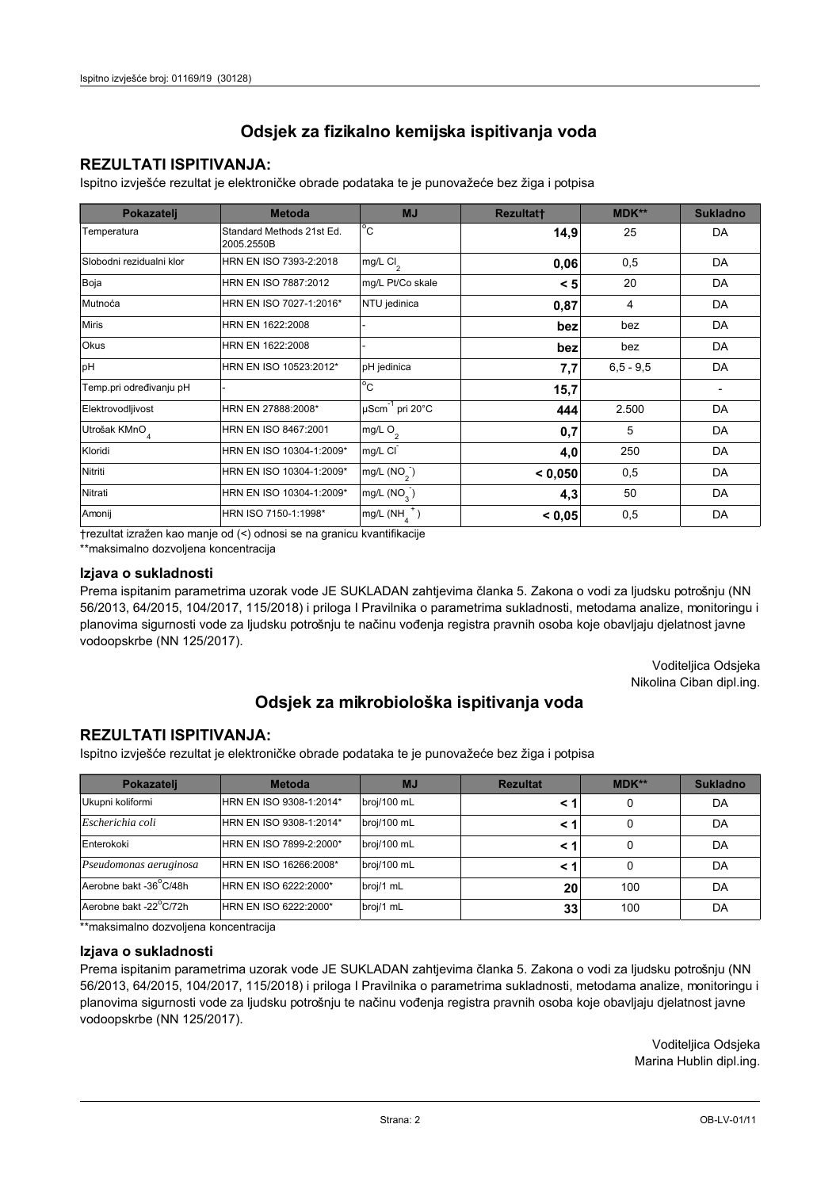## Odsjek za fizikalno kemijska ispitivanja voda

### REZULTATI ISPITIVANJA:

Ispitno izvješće rezultat je elektroničke obrade podataka te je punovažeće bez žiga i potpisa

| Pokazatelj | Metoda | MJ | Rezultat† | MDK** | Sukladno |
|---|---|---|---|---|---|
| Temperatura | Standard Methods 21st Ed. 2005.2550B | $^{o}C$ | **14,9** | 25 | DA |
| Slobodni rezidualni klor | HRN EN ISO 7393-2:2018 | mg/L $Cl_2$ | **0,06** | 0,5 | DA |
| Boja | HRN EN ISO 7887:2012 | mg/L Pt/Co skale | **< 5** | 20 | DA |
| Mutnoća | HRN EN ISO 7027-1:2016* | NTU jedinica | **0,87** | 4 | DA |
| Miris | HRN EN 1622:2008 | - | **bez** | bez | DA |
| Okus | HRN EN 1622:2008 | - | **bez** | bez | DA |
| pH | HRN EN ISO 10523:2012* | pH jedinica | **7,7** | 6,5 - 9,5 | DA |
| Temp.pri određivanju pH | - | $^{o}C$ | **15,7** | | - |
| Elektrovodljivost | HRN EN 27888:2008* | $\mu Scm^{-1}$ pri 20°C | **444** | 2.500 | DA |
| Utrošak $KMnO_4$ | HRN EN ISO 8467:2001 | mg/L $O_2$ | **0,7** | 5 | DA |
| Kloridi | HRN EN ISO 10304-1:2009* | mg/L $Cl^-$ | **4,0** | 250 | DA |
| Nitriti | HRN EN ISO 10304-1:2009* | mg/L ($NO_2^-$) | **< 0,050** | 0,5 | DA |
| Nitrati | HRN EN ISO 10304-1:2009* | mg/L ($NO_3^-$) | **4,3** | 50 | DA |
| Amonij | HRN ISO 7150-1:1998* | mg/L ($NH_4^+$) | **< 0,05** | 0,5 | DA |

†rezultat izražen kao manje od (<) odnosi se na granicu kvantifikacije

**maksimalno dozvoljena koncentracija

### Izjava o sukladnosti

Prema ispitanim parametrima uzorak vode JE SUKLADAN zahtjevima članka 5. Zakona o vodi za ljudsku potrošnju (NN 56/2013, 64/2015, 104/2017, 115/2018) i priloga I Pravilnika o parametrima sukladnosti, metodama analize, monitoringu i planovima sigurnosti vode za ljudsku potrošnju te načinu vođenja registra pravnih osoba koje obavljaju djelatnost javne vodoopskrbe (NN 125/2017).

Voditeljica Odsjeka
Nikolina Ciban dipl.ing.

## Odsjek za mikrobiološka ispitivanja voda

### REZULTATI ISPITIVANJA:

Ispitno izvješće rezultat je elektroničke obrade podataka te je punovažeće bez žiga i potpisa

| Pokazatelj | Metoda | MJ | Rezultat | MDK** | Sukladno |
|---|---|---|---|---|---|
| Ukupni koliformi | HRN EN ISO 9308-1:2014* | broj/100 mL | **< 1** | 0 | DA |
| *Escherichia coli* | HRN EN ISO 9308-1:2014* | broj/100 mL | **< 1** | 0 | DA |
| Enterokoki | HRN EN ISO 7899-2:2000* | broj/100 mL | **< 1** | 0 | DA |
| *Pseudomonas aeruginosa* | HRN EN ISO 16266:2008* | broj/100 mL | **< 1** | 0 | DA |
| Aerobne bakt -36°C/48h | HRN EN ISO 6222:2000* | broj/1 mL | **20** | 100 | DA |
| Aerobne bakt -22°C/72h | HRN EN ISO 6222:2000* | broj/1 mL | **33** | 100 | DA |

**maksimalno dozvoljena koncentracija

### Izjava o sukladnosti

Prema ispitanim parametrima uzorak vode JE SUKLADAN zahtjevima članka 5. Zakona o vodi za ljudsku potrošnju (NN 56/2013, 64/2015, 104/2017, 115/2018) i priloga I Pravilnika o parametrima sukladnosti, metodama analize, monitoringu i planovima sigurnosti vode za ljudsku potrošnju te načinu vođenja registra pravnih osoba koje obavljaju djelatnost javne vodoopskrbe (NN 125/2017).

Voditeljica Odsjeka
Marina Hublin dipl.ing.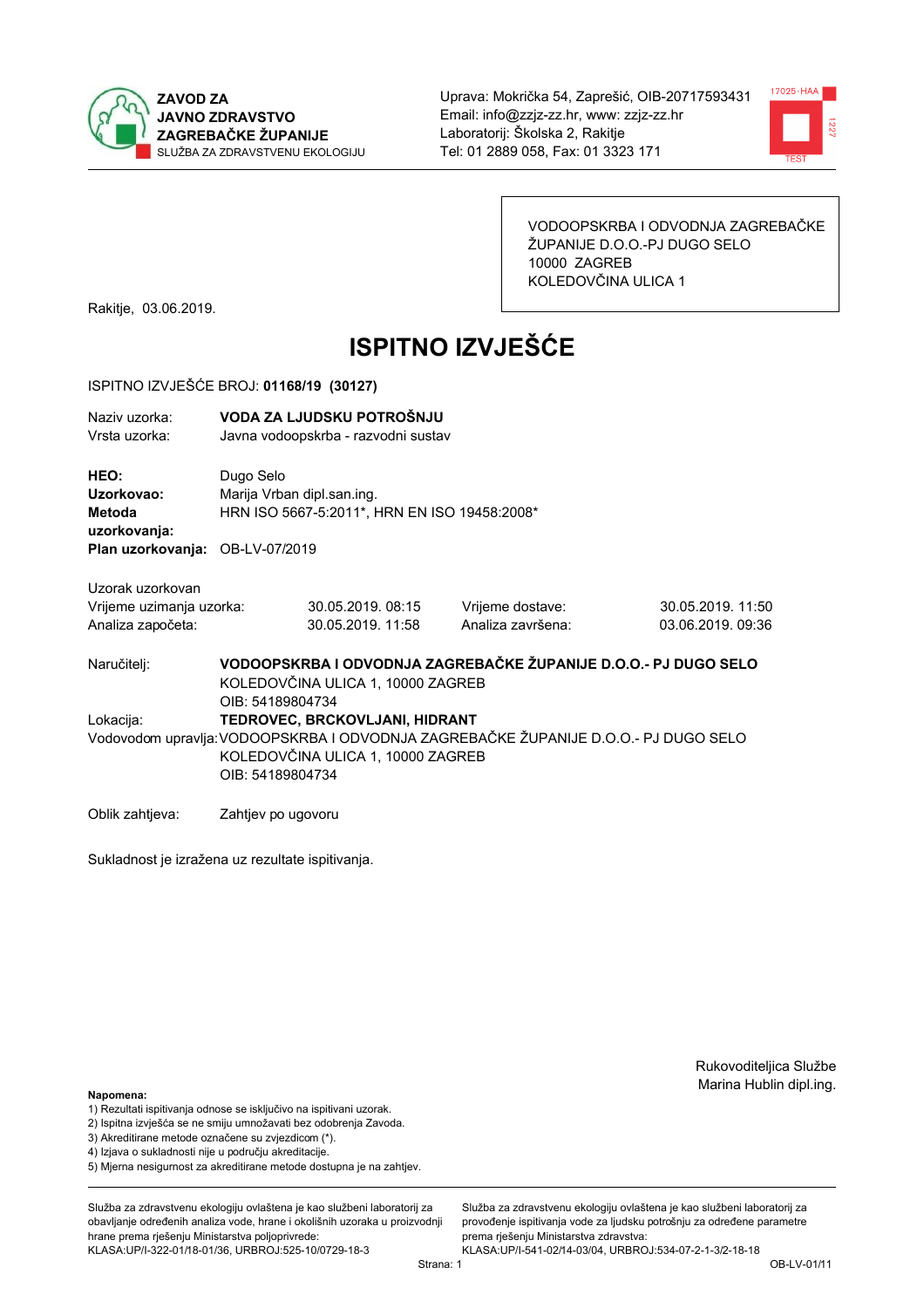**ZAVOD ZA JAVNO ZDRAVSTVO ZAGREBAČKE ŽUPANIJE**
SLUŽBA ZA ZDRAVSTVENU EKOLOGIJU

Uprava: Mokrička 54, Zaprešić, OIB-20717593431
Email: info@zzjz-zz.hr, www: zzjz-zz.hr
Laboratorij: Školska 2, Rakitje
Tel: 01 2889 058, Fax: 01 3323 171

VODOOPSKRBA I ODVODNJA ZAGREBAČKE ŽUPANIJE D.O.O.-PJ DUGO SELO
10000 ZAGREB
KOLEDOVČINA ULICA 1

Rakitje, 03.06.2019.

# ISPITNO IZVJEŠĆE

ISPITNO IZVJEŠĆE BROJ: **01168/19 (30127)**

Naziv uzorka: **VODA ZA LJUDSKU POTROŠNJU**
Vrsta uzorka: Javna vodoopskrba - razvodni sustav

**HEO:** Dugo Selo
**Uzorkovao:** Marija Vrban dipl.san.ing.
**Metoda uzorkovanja:** HRN ISO 5667-5:2011*, HRN EN ISO 19458:2008*
**Plan uzorkovanja:** OB-LV-07/2019

Uzorak uzorkovan

| | | | |
|---|---|---|---|
| Vrijeme uzimanja uzorka: | 30.05.2019. 08:15 | Vrijeme dostave: | 30.05.2019. 11:50 |
| Analiza započeta: | 30.05.2019. 11:58 | Analiza završena: | 03.06.2019. 09:36 |

Naručitelj: **VODOOPSKRBA I ODVODNJA ZAGREBAČKE ŽUPANIJE D.O.O.- PJ DUGO SELO**
KOLEDOVČINA ULICA 1, 10000 ZAGREB
OIB: 54189804734

Lokacija: **TEDROVEC, BRCKOVLJANI, HIDRANT**

Vodovodom upravlja: VODOOPSKRBA I ODVODNJA ZAGREBAČKE ŽUPANIJE D.O.O.- PJ DUGO SELO
KOLEDOVČINA ULICA 1, 10000 ZAGREB
OIB: 54189804734

Oblik zahtjeva: Zahtjev po ugovoru

Sukladnost je izražena uz rezultate ispitivanja.

Rukovoditeljica Službe
Marina Hublin dipl.ing.

**Napomena:**
1) Rezultati ispitivanja odnose se isključivo na ispitivani uzorak.
2) Ispitna izvješća se ne smiju umnožavati bez odobrenja Zavoda.
3) Akreditirane metode označene su zvjezdicom (*).
4) Izjava o sukladnosti nije u području akreditacije.
5) Mjerna nesigurnost za akreditirane metode dostupna je na zahtjev.

Služba za zdravstvenu ekologiju ovlaštena je kao službeni laboratorij za obavljanje određenih analiza vode, hrane i okolišnih uzoraka u proizvodnji hrane prema rješenju Ministarstva poljoprivrede: KLASA:UP/I-322-01/18-01/36, URBROJ:525-10/0729-18-3

Služba za zdravstvenu ekologiju ovlaštena je kao službeni laboratorij za provođenje ispitivanja vode za ljudsku potrošnju za određene parametre prema rješenju Ministarstva zdravstva: KLASA:UP/I-541-02/14-03/04, URBROJ:534-07-2-1-3/2-18-18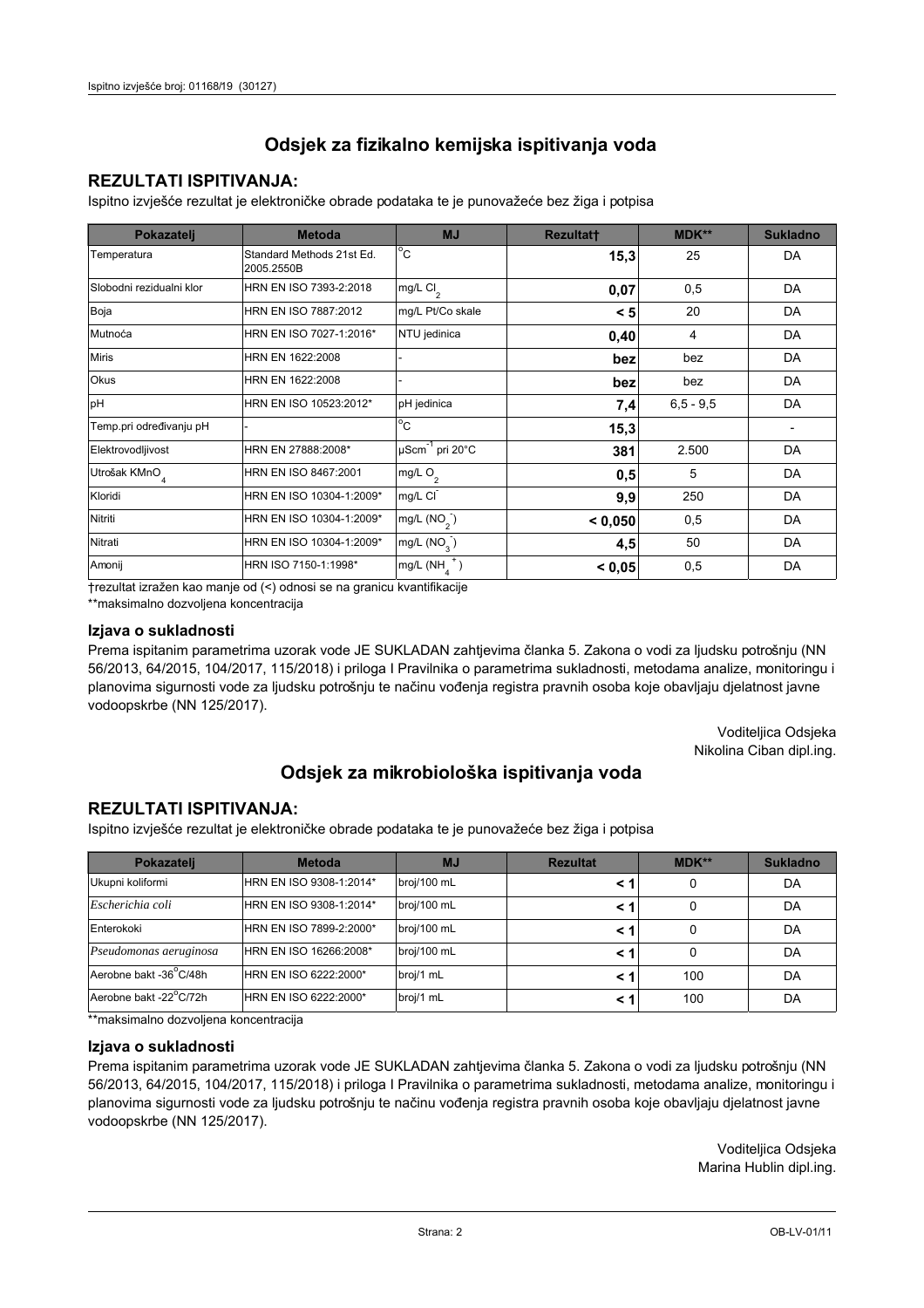# Odsjek za fizikalno kemijska ispitivanja voda

## REZULTATI ISPITIVANJA:

Ispitno izvješće rezultat je elektroničke obrade podataka te je punovažeće bez žiga i potpisa

| Pokazatelj | Metoda | MJ | Rezultat† | MDK** | Sukladno |
|---|---|---|---|---|---|
| Temperatura | Standard Methods 21st Ed. 2005.2550B | $^{o}C$ | **15,3** | 25 | DA |
| Slobodni rezidualni klor | HRN EN ISO 7393-2:2018 | mg/L $Cl_2$ | **0,07** | 0,5 | DA |
| Boja | HRN EN ISO 7887:2012 | mg/L Pt/Co skale | **< 5** | 20 | DA |
| Mutnoća | HRN EN ISO 7027-1:2016* | NTU jedinica | **0,40** | 4 | DA |
| Miris | HRN EN 1622:2008 | - | **bez** | bez | DA |
| Okus | HRN EN 1622:2008 | - | **bez** | bez | DA |
| pH | HRN EN ISO 10523:2012* | pH jedinica | **7,4** | 6,5 - 9,5 | DA |
| Temp.pri određivanju pH | - | $^{o}C$ | **15,3** | | - |
| Elektrovodljivost | HRN EN 27888:2008* | $\mu Scm^{-1}$ pri 20°C | **381** | 2.500 | DA |
| Utrošak $KMnO_4$ | HRN EN ISO 8467:2001 | mg/L $O_2$ | **0,5** | 5 | DA |
| Kloridi | HRN EN ISO 10304-1:2009* | mg/L $Cl^-$ | **9,9** | 250 | DA |
| Nitriti | HRN EN ISO 10304-1:2009* | mg/L $(NO_2^-)$ | **< 0,050** | 0,5 | DA |
| Nitrati | HRN EN ISO 10304-1:2009* | mg/L $(NO_3^-)$ | **4,5** | 50 | DA |
| Amonij | HRN ISO 7150-1:1998* | mg/L $(NH_4^+)$ | **< 0,05** | 0,5 | DA |

†rezultat izražen kao manje od (<) odnosi se na granicu kvantifikacije

**maksimalno dozvoljena koncentracija

### Izjava o sukladnosti

Prema ispitanim parametrima uzorak vode JE SUKLADAN zahtjevima članka 5. Zakona o vodi za ljudsku potrošnju (NN 56/2013, 64/2015, 104/2017, 115/2018) i priloga I Pravilnika o parametrima sukladnosti, metodama analize, monitoringu i planovima sigurnosti vode za ljudsku potrošnju te načinu vođenja registra pravnih osoba koje obavljaju djelatnost javne vodoopskrbe (NN 125/2017).

Voditeljica Odsjeka
Nikolina Ciban dipl.ing.

# Odsjek za mikrobiološka ispitivanja voda

## REZULTATI ISPITIVANJA:

Ispitno izvješće rezultat je elektroničke obrade podataka te je punovažeće bez žiga i potpisa

| Pokazatelj | Metoda | MJ | Rezultat | MDK** | Sukladno |
|---|---|---|---|---|---|
| Ukupni koliformi | HRN EN ISO 9308-1:2014* | broj/100 mL | **< 1** | 0 | DA |
| *Escherichia coli* | HRN EN ISO 9308-1:2014* | broj/100 mL | **< 1** | 0 | DA |
| Enterokoki | HRN EN ISO 7899-2:2000* | broj/100 mL | **< 1** | 0 | DA |
| *Pseudomonas aeruginosa* | HRN EN ISO 16266:2008* | broj/100 mL | **< 1** | 0 | DA |
| Aerobne bakt -36°C/48h | HRN EN ISO 6222:2000* | broj/1 mL | **< 1** | 100 | DA |
| Aerobne bakt -22°C/72h | HRN EN ISO 6222:2000* | broj/1 mL | **< 1** | 100 | DA |

**maksimalno dozvoljena koncentracija

### Izjava o sukladnosti

Prema ispitanim parametrima uzorak vode JE SUKLADAN zahtjevima članka 5. Zakona o vodi za ljudsku potrošnju (NN 56/2013, 64/2015, 104/2017, 115/2018) i priloga I Pravilnika o parametrima sukladnosti, metodama analize, monitoringu i planovima sigurnosti vode za ljudsku potrošnju te načinu vođenja registra pravnih osoba koje obavljaju djelatnost javne vodoopskrbe (NN 125/2017).

Voditeljica Odsjeka
Marina Hublin dipl.ing.